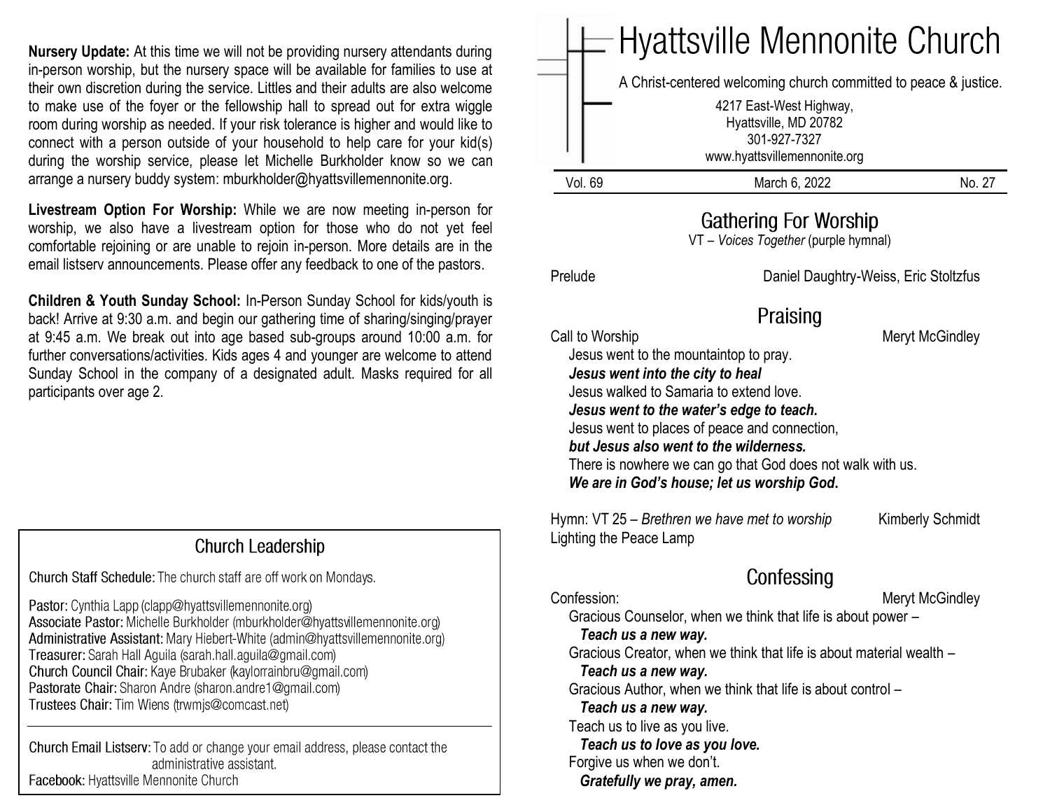**Nursery Update:** At this time we will not be providing nursery attendants during in-person worship, but the nursery space will be available for families to use at their own discretion during the service. Littles and their adults are also welcome to make use of the foyer or the fellowship hall to spread out for extra wiggle room during worship as needed. If your risk tolerance is higher and would like to connect with a person outside of your household to help care for your kid(s) during the worship service, please let Michelle Burkholder know so we can arrange a nursery buddy system: mburkholder@hyattsvillemennonite.org.

**Livestream Option For Worship:** While we are now meeting in-person for worship, we also have a livestream option for those who do not yet feel comfortable rejoining or are unable to rejoin in-person. More details are in the email listserv announcements. Please offer any feedback to one of the pastors.

**Children & Youth Sunday School:** In-Person Sunday School for kids/youth is back! Arrive at 9:30 a.m. and begin our gathering time of sharing/singing/prayer at 9:45 a.m. We break out into age based sub-groups around 10:00 a.m. for further conversations/activities. Kids ages 4 and younger are welcome to attend Sunday School in the company of a designated adult. Masks required for all participants over age 2.

## Church Leadership

Church Staff Schedule: The church staff are off work on Mondays.

Pastor: Cynthia Lapp (clapp@hyattsvillemennonite.org)
Associate Pastor: Michelle Burkholder (mburkholder@hyattsvillemennonite.org)
Administrative Assistant: Mary Hiebert-White (admin@hyattsvillemennonite.org)
Treasurer: Sarah Hall Aguila (sarah.hall.aguila@gmail.com)
Church Council Chair: Kaye Brubaker (kaylorrainbru@gmail.com)
Pastorate Chair: Sharon Andre (sharon.andre1@gmail.com)
Trustees Chair: Tim Wiens (trwmjs@comcast.net)

Church Email Listserv: To add or change your email address, please contact the administrative assistant.
Facebook: Hyattsville Mennonite Church

# Hyattsville Mennonite Church

A Christ-centered welcoming church committed to peace & justice.

4217 East-West Highway,
Hyattsville, MD 20782
301-927-7327
www.hyattsvillemennonite.org

Vol. 69 | March 6, 2022 | No. 27

## Gathering For Worship

VT – *Voices Together* (purple hymnal)

Prelude — Daniel Daughtry-Weiss, Eric Stoltzfus

## Praising

Call to Worship — Meryt McGindley

Jesus went to the mountaintop to pray.
***Jesus went into the city to heal***
Jesus walked to Samaria to extend love.
***Jesus went to the water's edge to teach.***
Jesus went to places of peace and connection,
***but Jesus also went to the wilderness.***
There is nowhere we can go that God does not walk with us.
***We are in God's house; let us worship God.***

Hymn: VT 25 – *Brethren we have met to worship* — Kimberly Schmidt
Lighting the Peace Lamp

## Confessing

Confession: — Meryt McGindley

Gracious Counselor, when we think that life is about power –
***Teach us a new way.***
Gracious Creator, when we think that life is about material wealth –
***Teach us a new way.***
Gracious Author, when we think that life is about control –
***Teach us a new way.***
Teach us to live as you live.
***Teach us to love as you love.***
Forgive us when we don't.
***Gratefully we pray, amen.***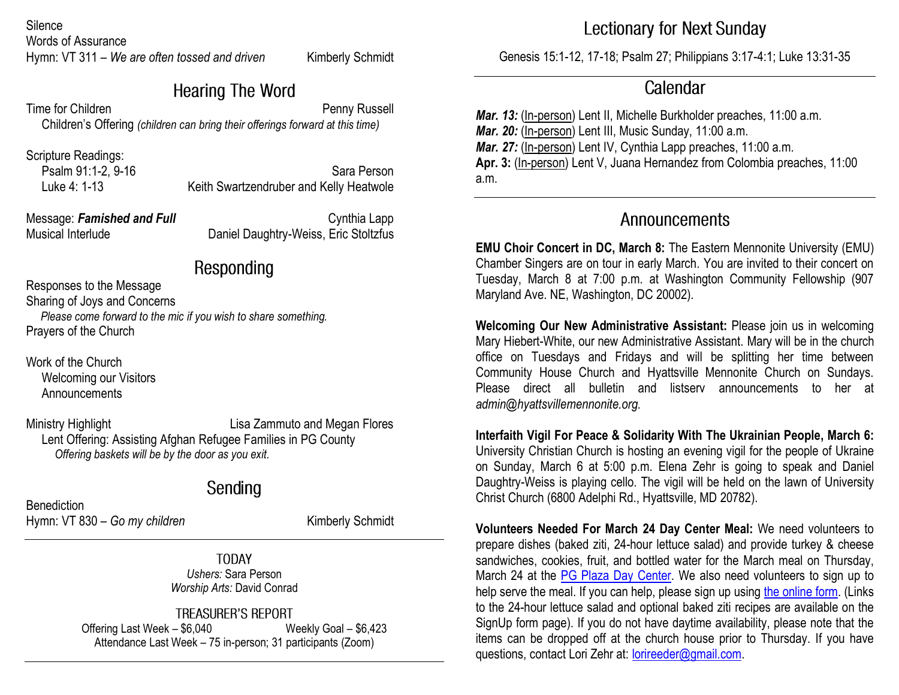Silence
Words of Assurance
Hymn: VT 311 – *We are often tossed and driven* Kimberly Schmidt

## Hearing The Word

Time for Children Penny Russell
Children's Offering *(children can bring their offerings forward at this time)*

Scripture Readings:
Psalm 91:1-2, 9-16 Sara Person
Luke 4: 1-13 Keith Swartzendruber and Kelly Heatwole

Message: ***Famished and Full*** Cynthia Lapp
Musical Interlude Daniel Daughtry-Weiss, Eric Stoltzfus

## Responding

Responses to the Message
Sharing of Joys and Concerns
*Please come forward to the mic if you wish to share something.*
Prayers of the Church

Work of the Church
Welcoming our Visitors
Announcements

Ministry Highlight Lisa Zammuto and Megan Flores
Lent Offering: Assisting Afghan Refugee Families in PG County
*Offering baskets will be by the door as you exit.*

## Sending

Benediction
Hymn: VT 830 – *Go my children* Kimberly Schmidt

### TODAY

*Ushers:* Sara Person
*Worship Arts:* David Conrad

### TREASURER'S REPORT

Offering Last Week – $6,040 Weekly Goal – $6,423
Attendance Last Week – 75 in-person; 31 participants (Zoom)

## Lectionary for Next Sunday

Genesis 15:1-12, 17-18; Psalm 27; Philippians 3:17-4:1; Luke 13:31-35

## Calendar

***Mar. 13:*** (In-person) Lent II, Michelle Burkholder preaches, 11:00 a.m.
***Mar. 20:*** (In-person) Lent III, Music Sunday, 11:00 a.m.
***Mar. 27:*** (In-person) Lent IV, Cynthia Lapp preaches, 11:00 a.m.
**Apr. 3:** (In-person) Lent V, Juana Hernandez from Colombia preaches, 11:00 a.m.

## Announcements

**EMU Choir Concert in DC, March 8:** The Eastern Mennonite University (EMU) Chamber Singers are on tour in early March. You are invited to their concert on Tuesday, March 8 at 7:00 p.m. at Washington Community Fellowship (907 Maryland Ave. NE, Washington, DC 20002).

**Welcoming Our New Administrative Assistant:** Please join us in welcoming Mary Hiebert-White, our new Administrative Assistant. Mary will be in the church office on Tuesdays and Fridays and will be splitting her time between Community House Church and Hyattsville Mennonite Church on Sundays. Please direct all bulletin and listserv announcements to her at *admin@hyattsvillemennonite.org.*

**Interfaith Vigil For Peace & Solidarity With The Ukrainian People, March 6:** University Christian Church is hosting an evening vigil for the people of Ukraine on Sunday, March 6 at 5:00 p.m. Elena Zehr is going to speak and Daniel Daughtry-Weiss is playing cello. The vigil will be held on the lawn of University Christ Church (6800 Adelphi Rd., Hyattsville, MD 20782).

**Volunteers Needed For March 24 Day Center Meal:** We need volunteers to prepare dishes (baked ziti, 24-hour lettuce salad) and provide turkey & cheese sandwiches, cookies, fruit, and bottled water for the March meal on Thursday, March 24 at the PG Plaza Day Center. We also need volunteers to sign up to help serve the meal. If you can help, please sign up using the online form. (Links to the 24-hour lettuce salad and optional baked ziti recipes are available on the SignUp form page). If you do not have daytime availability, please note that the items can be dropped off at the church house prior to Thursday. If you have questions, contact Lori Zehr at: lorireeder@gmail.com.